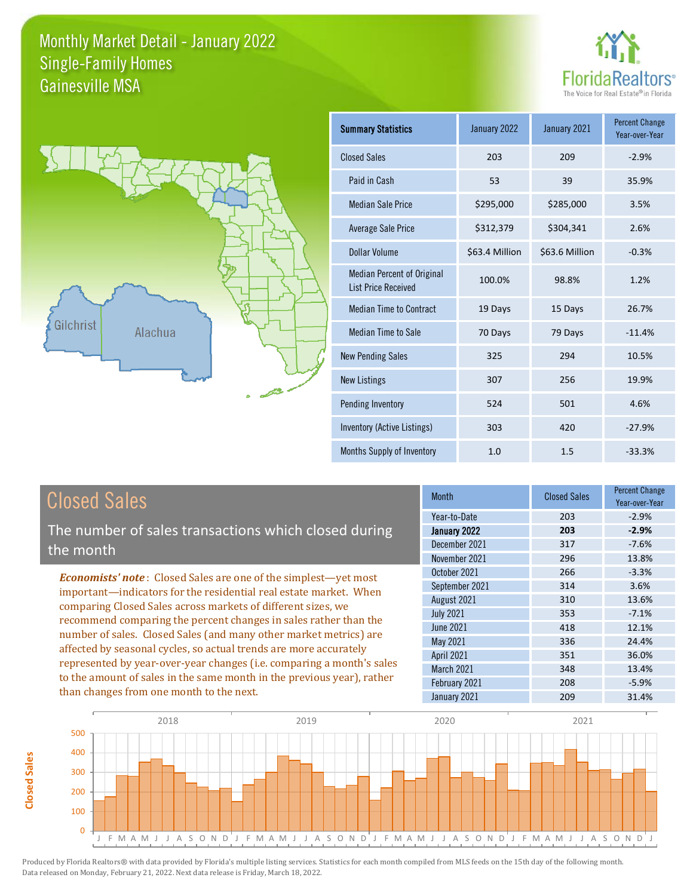# Monthly Market Detail - January 2022
## Single-Family Homes
## Gainesville MSA

FloridaRealtors®
The Voice for Real Estate® in Florida

Gilchrist
Alachua

| Summary Statistics | January 2022 | January 2021 | Percent Change Year-over-Year |
|---|---|---|---|
| Closed Sales | 203 | 209 | -2.9% |
| Paid in Cash | 53 | 39 | 35.9% |
| Median Sale Price | $295,000 | $285,000 | 3.5% |
| Average Sale Price | $312,379 | $304,341 | 2.6% |
| Dollar Volume | $63.4 Million | $63.6 Million | -0.3% |
| Median Percent of Original List Price Received | 100.0% | 98.8% | 1.2% |
| Median Time to Contract | 19 Days | 15 Days | 26.7% |
| Median Time to Sale | 70 Days | 79 Days | -11.4% |
| New Pending Sales | 325 | 294 | 10.5% |
| New Listings | 307 | 256 | 19.9% |
| Pending Inventory | 524 | 501 | 4.6% |
| Inventory (Active Listings) | 303 | 420 | -27.9% |
| Months Supply of Inventory | 1.0 | 1.5 | -33.3% |

## Closed Sales

The number of sales transactions which closed during the month

*Economists' note*: Closed Sales are one of the simplest—yet most important—indicators for the residential real estate market. When comparing Closed Sales across markets of different sizes, we recommend comparing the percent changes in sales rather than the number of sales. Closed Sales (and many other market metrics) are affected by seasonal cycles, so actual trends are more accurately represented by year-over-year changes (i.e. comparing a month's sales to the amount of sales in the same month in the previous year), rather than changes from one month to the next.

| Month | Closed Sales | Percent Change Year-over-Year |
|---|---|---|
| Year-to-Date | 203 | -2.9% |
| **January 2022** | **203** | **-2.9%** |
| December 2021 | 317 | -7.6% |
| November 2021 | 296 | 13.8% |
| October 2021 | 266 | -3.3% |
| September 2021 | 314 | 3.6% |
| August 2021 | 310 | 13.6% |
| July 2021 | 353 | -7.1% |
| June 2021 | 418 | 12.1% |
| May 2021 | 336 | 24.4% |
| April 2021 | 351 | 36.0% |
| March 2021 | 348 | 13.4% |
| February 2021 | 208 | -5.9% |
| January 2021 | 209 | 31.4% |

Produced by Florida Realtors® with data provided by Florida's multiple listing services. Statistics for each month compiled from MLS feeds on the 15th day of the following month. Data released on Monday, February 21, 2022. Next data release is Friday, March 18, 2022.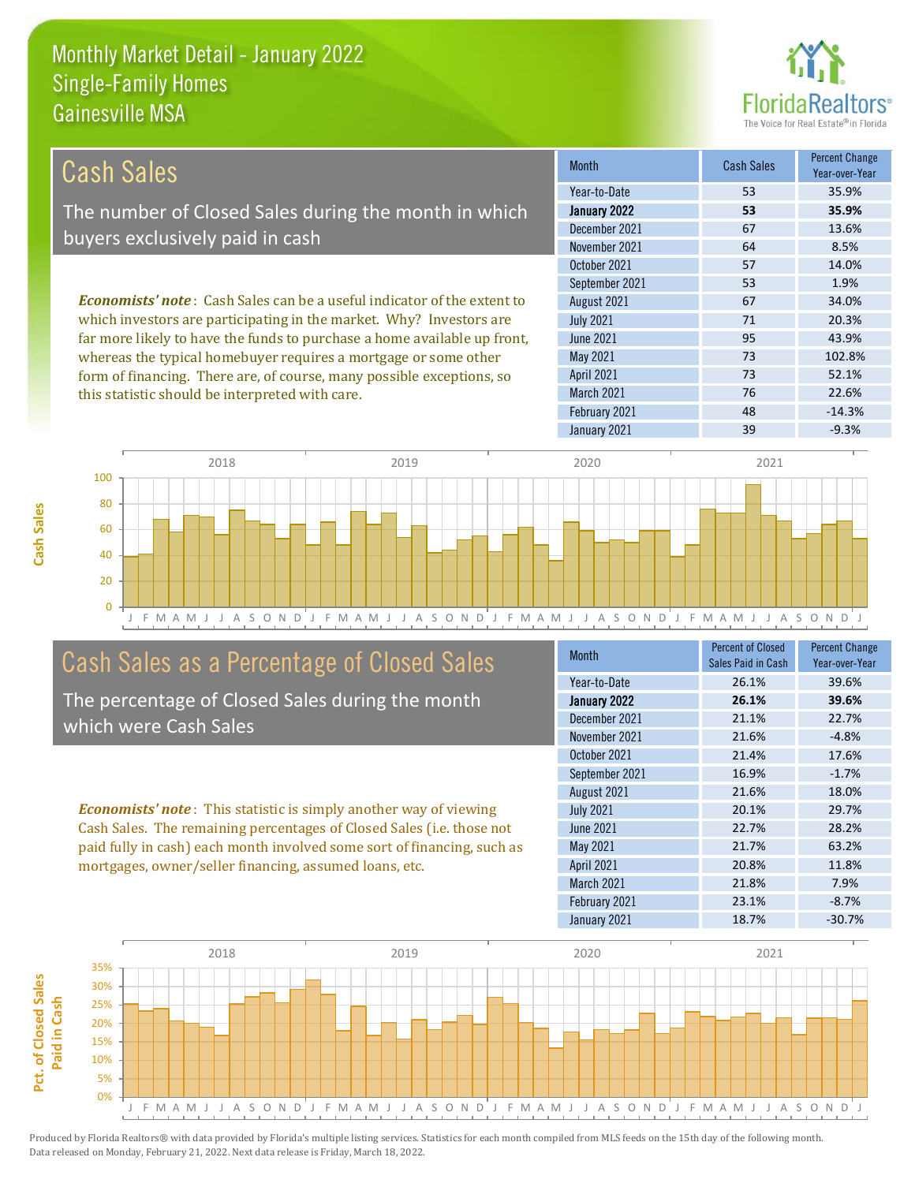# Monthly Market Detail - January 2022
## Single-Family Homes
## Gainesville MSA

## Cash Sales

The number of Closed Sales during the month in which buyers exclusively paid in cash

***Economists' note***: Cash Sales can be a useful indicator of the extent to which investors are participating in the market. Why? Investors are far more likely to have the funds to purchase a home available up front, whereas the typical homebuyer requires a mortgage or some other form of financing. There are, of course, many possible exceptions, so this statistic should be interpreted with care.

| Month | Cash Sales | Percent Change Year-over-Year |
|---|---|---|
| Year-to-Date | 53 | 35.9% |
| **January 2022** | **53** | **35.9%** |
| December 2021 | 67 | 13.6% |
| November 2021 | 64 | 8.5% |
| October 2021 | 57 | 14.0% |
| September 2021 | 53 | 1.9% |
| August 2021 | 67 | 34.0% |
| July 2021 | 71 | 20.3% |
| June 2021 | 95 | 43.9% |
| May 2021 | 73 | 102.8% |
| April 2021 | 73 | 52.1% |
| March 2021 | 76 | 22.6% |
| February 2021 | 48 | -14.3% |
| January 2021 | 39 | -9.3% |

## Cash Sales as a Percentage of Closed Sales

The percentage of Closed Sales during the month which were Cash Sales

***Economists' note***: This statistic is simply another way of viewing Cash Sales. The remaining percentages of Closed Sales (i.e. those not paid fully in cash) each month involved some sort of financing, such as mortgages, owner/seller financing, assumed loans, etc.

| Month | Percent of Closed Sales Paid in Cash | Percent Change Year-over-Year |
|---|---|---|
| Year-to-Date | 26.1% | 39.6% |
| **January 2022** | **26.1%** | **39.6%** |
| December 2021 | 21.1% | 22.7% |
| November 2021 | 21.6% | -4.8% |
| October 2021 | 21.4% | 17.6% |
| September 2021 | 16.9% | -1.7% |
| August 2021 | 21.6% | 18.0% |
| July 2021 | 20.1% | 29.7% |
| June 2021 | 22.7% | 28.2% |
| May 2021 | 21.7% | 63.2% |
| April 2021 | 20.8% | 11.8% |
| March 2021 | 21.8% | 7.9% |
| February 2021 | 23.1% | -8.7% |
| January 2021 | 18.7% | -30.7% |

Produced by Florida Realtors® with data provided by Florida's multiple listing services. Statistics for each month compiled from MLS feeds on the 15th day of the following month. Data released on Monday, February 21, 2022. Next data release is Friday, March 18, 2022.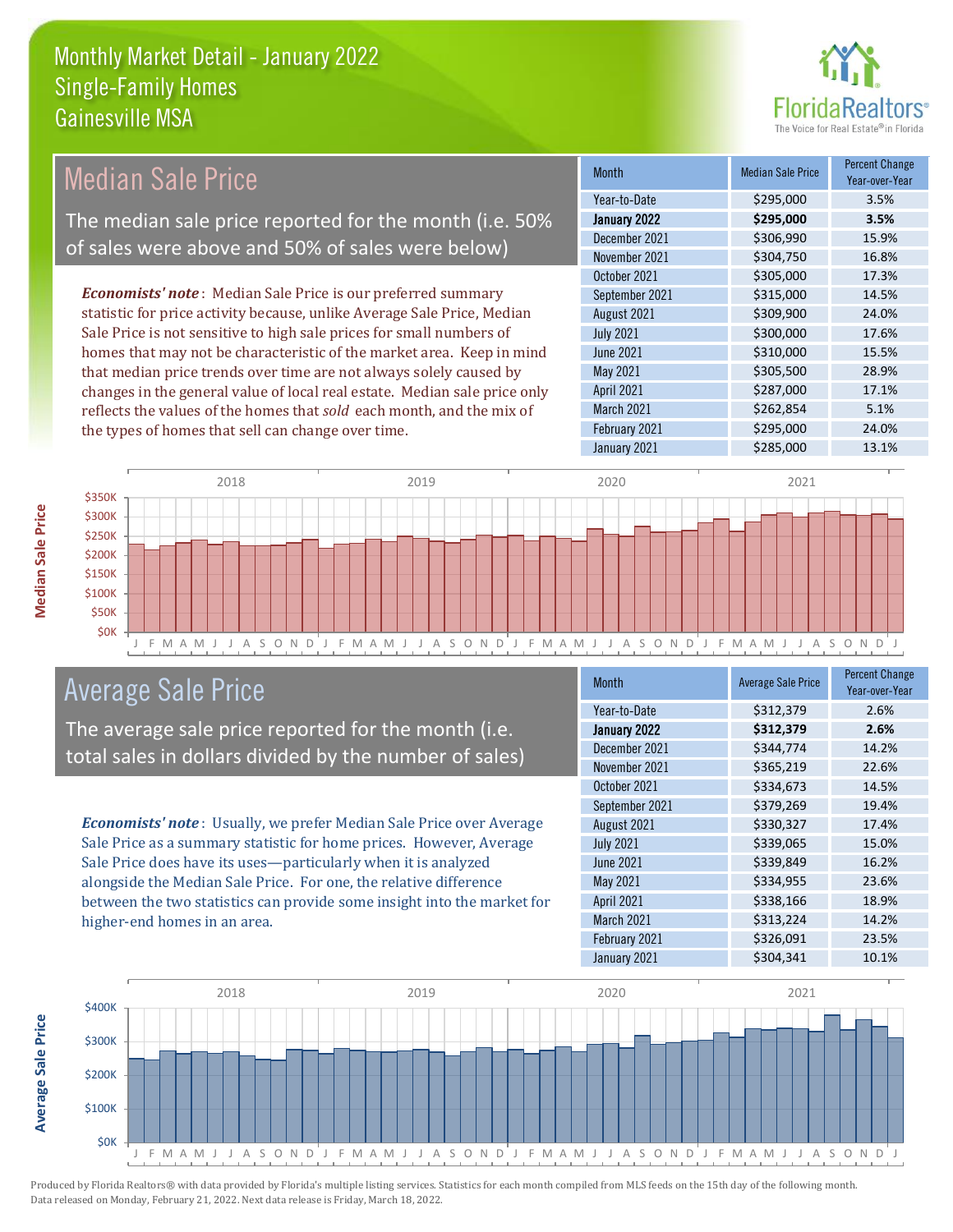# Monthly Market Detail - January 2022
## Single-Family Homes
## Gainesville MSA

## Median Sale Price

The median sale price reported for the month (i.e. 50% of sales were above and 50% of sales were below)

***Economists' note***: Median Sale Price is our preferred summary statistic for price activity because, unlike Average Sale Price, Median Sale Price is not sensitive to high sale prices for small numbers of homes that may not be characteristic of the market area. Keep in mind that median price trends over time are not always solely caused by changes in the general value of local real estate. Median sale price only reflects the values of the homes that *sold* each month, and the mix of the types of homes that sell can change over time.

| Month | Median Sale Price | Percent Change Year-over-Year |
|---|---|---|
| Year-to-Date | $295,000 | 3.5% |
| **January 2022** | **$295,000** | **3.5%** |
| December 2021 | $306,990 | 15.9% |
| November 2021 | $304,750 | 16.8% |
| October 2021 | $305,000 | 17.3% |
| September 2021 | $315,000 | 14.5% |
| August 2021 | $309,900 | 24.0% |
| July 2021 | $300,000 | 17.6% |
| June 2021 | $310,000 | 15.5% |
| May 2021 | $305,500 | 28.9% |
| April 2021 | $287,000 | 17.1% |
| March 2021 | $262,854 | 5.1% |
| February 2021 | $295,000 | 24.0% |
| January 2021 | $285,000 | 13.1% |

## Average Sale Price

The average sale price reported for the month (i.e. total sales in dollars divided by the number of sales)

***Economists' note***: Usually, we prefer Median Sale Price over Average Sale Price as a summary statistic for home prices. However, Average Sale Price does have its uses—particularly when it is analyzed alongside the Median Sale Price. For one, the relative difference between the two statistics can provide some insight into the market for higher-end homes in an area.

| Month | Average Sale Price | Percent Change Year-over-Year |
|---|---|---|
| Year-to-Date | $312,379 | 2.6% |
| **January 2022** | **$312,379** | **2.6%** |
| December 2021 | $344,774 | 14.2% |
| November 2021 | $365,219 | 22.6% |
| October 2021 | $334,673 | 14.5% |
| September 2021 | $379,269 | 19.4% |
| August 2021 | $330,327 | 17.4% |
| July 2021 | $339,065 | 15.0% |
| June 2021 | $339,849 | 16.2% |
| May 2021 | $334,955 | 23.6% |
| April 2021 | $338,166 | 18.9% |
| March 2021 | $313,224 | 14.2% |
| February 2021 | $326,091 | 23.5% |
| January 2021 | $304,341 | 10.1% |

Produced by Florida Realtors® with data provided by Florida's multiple listing services. Statistics for each month compiled from MLS feeds on the 15th day of the following month. Data released on Monday, February 21, 2022. Next data release is Friday, March 18, 2022.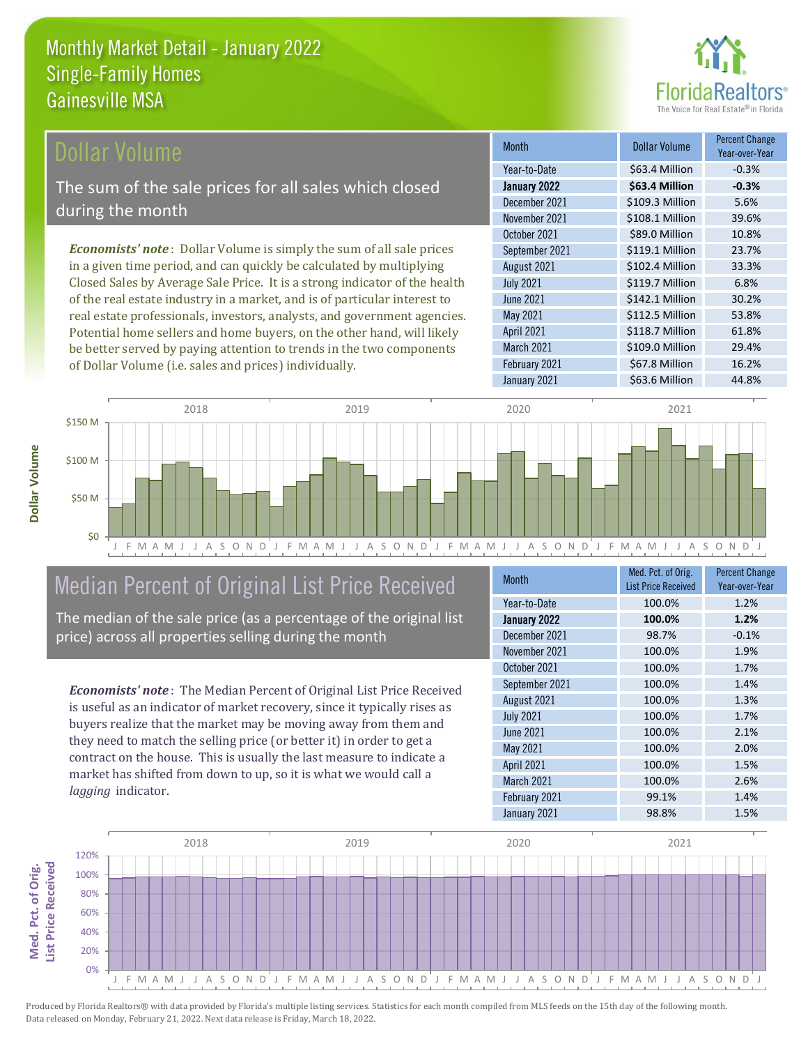# Monthly Market Detail - January 2022
## Single-Family Homes
## Gainesville MSA

## Dollar Volume

The sum of the sale prices for all sales which closed during the month

*Economists' note*: Dollar Volume is simply the sum of all sale prices in a given time period, and can quickly be calculated by multiplying Closed Sales by Average Sale Price. It is a strong indicator of the health of the real estate industry in a market, and is of particular interest to real estate professionals, investors, analysts, and government agencies. Potential home sellers and home buyers, on the other hand, will likely be better served by paying attention to trends in the two components of Dollar Volume (i.e. sales and prices) individually.

| Month | Dollar Volume | Percent Change Year-over-Year |
|---|---|---|
| Year-to-Date | $63.4 Million | -0.3% |
| **January 2022** | **$63.4 Million** | **-0.3%** |
| December 2021 | $109.3 Million | 5.6% |
| November 2021 | $108.1 Million | 39.6% |
| October 2021 | $89.0 Million | 10.8% |
| September 2021 | $119.1 Million | 23.7% |
| August 2021 | $102.4 Million | 33.3% |
| July 2021 | $119.7 Million | 6.8% |
| June 2021 | $142.1 Million | 30.2% |
| May 2021 | $112.5 Million | 53.8% |
| April 2021 | $118.7 Million | 61.8% |
| March 2021 | $109.0 Million | 29.4% |
| February 2021 | $67.8 Million | 16.2% |
| January 2021 | $63.6 Million | 44.8% |

## Median Percent of Original List Price Received

The median of the sale price (as a percentage of the original list price) across all properties selling during the month

*Economists' note*: The Median Percent of Original List Price Received is useful as an indicator of market recovery, since it typically rises as buyers realize that the market may be moving away from them and they need to match the selling price (or better it) in order to get a contract on the house. This is usually the last measure to indicate a market has shifted from down to up, so it is what we would call a *lagging* indicator.

| Month | Med. Pct. of Orig. List Price Received | Percent Change Year-over-Year |
|---|---|---|
| Year-to-Date | 100.0% | 1.2% |
| **January 2022** | **100.0%** | **1.2%** |
| December 2021 | 98.7% | -0.1% |
| November 2021 | 100.0% | 1.9% |
| October 2021 | 100.0% | 1.7% |
| September 2021 | 100.0% | 1.4% |
| August 2021 | 100.0% | 1.3% |
| July 2021 | 100.0% | 1.7% |
| June 2021 | 100.0% | 2.1% |
| May 2021 | 100.0% | 2.0% |
| April 2021 | 100.0% | 1.5% |
| March 2021 | 100.0% | 2.6% |
| February 2021 | 99.1% | 1.4% |
| January 2021 | 98.8% | 1.5% |

Produced by Florida Realtors® with data provided by Florida's multiple listing services. Statistics for each month compiled from MLS feeds on the 15th day of the following month. Data released on Monday, February 21, 2022. Next data release is Friday, March 18, 2022.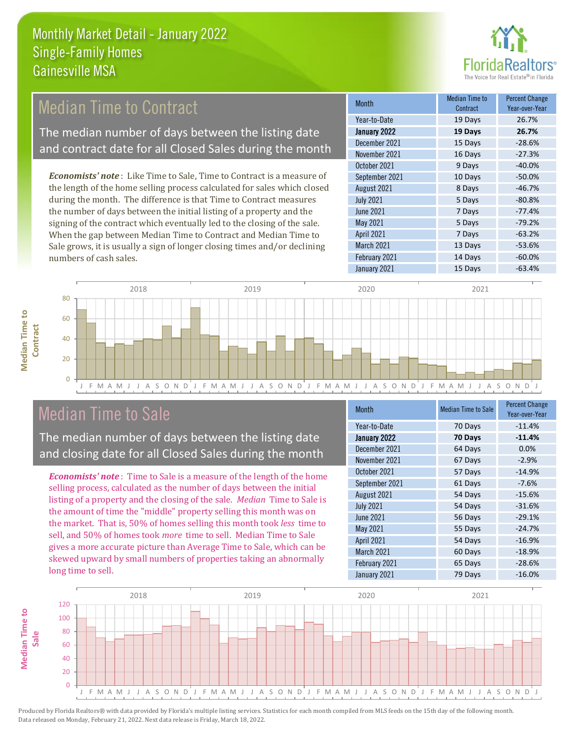# Monthly Market Detail - January 2022
## Single-Family Homes
## Gainesville MSA

## Median Time to Contract

The median number of days between the listing date and contract date for all Closed Sales during the month

*Economists' note*: Like Time to Sale, Time to Contract is a measure of the length of the home selling process calculated for sales which closed during the month. The difference is that Time to Contract measures the number of days between the initial listing of a property and the signing of the contract which eventually led to the closing of the sale. When the gap between Median Time to Contract and Median Time to Sale grows, it is usually a sign of longer closing times and/or declining numbers of cash sales.

| Month | Median Time to Contract | Percent Change Year-over-Year |
|---|---|---|
| Year-to-Date | 19 Days | 26.7% |
| **January 2022** | **19 Days** | **26.7%** |
| December 2021 | 15 Days | -28.6% |
| November 2021 | 16 Days | -27.3% |
| October 2021 | 9 Days | -40.0% |
| September 2021 | 10 Days | -50.0% |
| August 2021 | 8 Days | -46.7% |
| July 2021 | 5 Days | -80.8% |
| June 2021 | 7 Days | -77.4% |
| May 2021 | 5 Days | -79.2% |
| April 2021 | 7 Days | -63.2% |
| March 2021 | 13 Days | -53.6% |
| February 2021 | 14 Days | -60.0% |
| January 2021 | 15 Days | -63.4% |

## Median Time to Sale

The median number of days between the listing date and closing date for all Closed Sales during the month

*Economists' note*: Time to Sale is a measure of the length of the home selling process, calculated as the number of days between the initial listing of a property and the closing of the sale. *Median* Time to Sale is the amount of time the "middle" property selling this month was on the market. That is, 50% of homes selling this month took *less* time to sell, and 50% of homes took *more* time to sell. Median Time to Sale gives a more accurate picture than Average Time to Sale, which can be skewed upward by small numbers of properties taking an abnormally long time to sell.

| Month | Median Time to Sale | Percent Change Year-over-Year |
|---|---|---|
| Year-to-Date | 70 Days | -11.4% |
| **January 2022** | **70 Days** | **-11.4%** |
| December 2021 | 64 Days | 0.0% |
| November 2021 | 67 Days | -2.9% |
| October 2021 | 57 Days | -14.9% |
| September 2021 | 61 Days | -7.6% |
| August 2021 | 54 Days | -15.6% |
| July 2021 | 54 Days | -31.6% |
| June 2021 | 56 Days | -29.1% |
| May 2021 | 55 Days | -24.7% |
| April 2021 | 54 Days | -16.9% |
| March 2021 | 60 Days | -18.9% |
| February 2021 | 65 Days | -28.6% |
| January 2021 | 79 Days | -16.0% |

Produced by Florida Realtors® with data provided by Florida's multiple listing services. Statistics for each month compiled from MLS feeds on the 15th day of the following month. Data released on Monday, February 21, 2022. Next data release is Friday, March 18, 2022.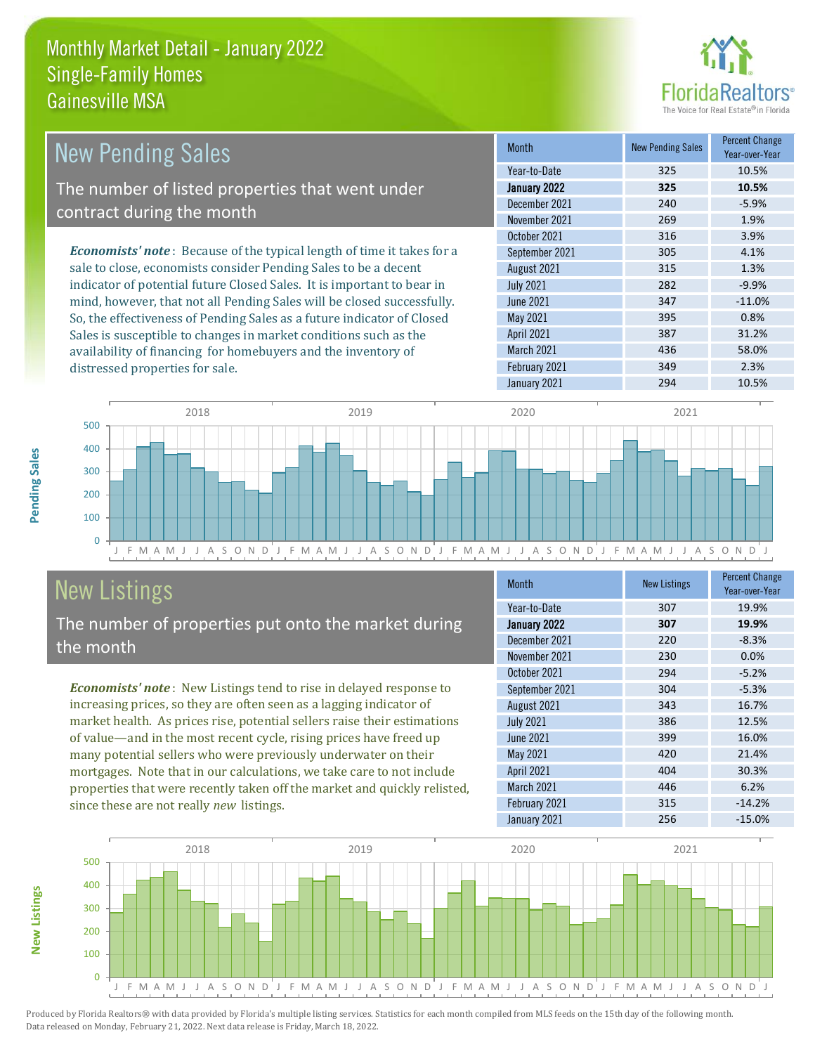# Monthly Market Detail - January 2022
## Single-Family Homes
## Gainesville MSA

## New Pending Sales

The number of listed properties that went under contract during the month

***Economists' note***: Because of the typical length of time it takes for a sale to close, economists consider Pending Sales to be a decent indicator of potential future Closed Sales. It is important to bear in mind, however, that not all Pending Sales will be closed successfully. So, the effectiveness of Pending Sales as a future indicator of Closed Sales is susceptible to changes in market conditions such as the availability of financing for homebuyers and the inventory of distressed properties for sale.

| Month | New Pending Sales | Percent Change Year-over-Year |
|---|---|---|
| Year-to-Date | 325 | 10.5% |
| **January 2022** | **325** | **10.5%** |
| December 2021 | 240 | -5.9% |
| November 2021 | 269 | 1.9% |
| October 2021 | 316 | 3.9% |
| September 2021 | 305 | 4.1% |
| August 2021 | 315 | 1.3% |
| July 2021 | 282 | -9.9% |
| June 2021 | 347 | -11.0% |
| May 2021 | 395 | 0.8% |
| April 2021 | 387 | 31.2% |
| March 2021 | 436 | 58.0% |
| February 2021 | 349 | 2.3% |
| January 2021 | 294 | 10.5% |

## New Listings

The number of properties put onto the market during the month

***Economists' note***: New Listings tend to rise in delayed response to increasing prices, so they are often seen as a lagging indicator of market health. As prices rise, potential sellers raise their estimations of value—and in the most recent cycle, rising prices have freed up many potential sellers who were previously underwater on their mortgages. Note that in our calculations, we take care to not include properties that were recently taken off the market and quickly relisted, since these are not really *new* listings.

| Month | New Listings | Percent Change Year-over-Year |
|---|---|---|
| Year-to-Date | 307 | 19.9% |
| **January 2022** | **307** | **19.9%** |
| December 2021 | 220 | -8.3% |
| November 2021 | 230 | 0.0% |
| October 2021 | 294 | -5.2% |
| September 2021 | 304 | -5.3% |
| August 2021 | 343 | 16.7% |
| July 2021 | 386 | 12.5% |
| June 2021 | 399 | 16.0% |
| May 2021 | 420 | 21.4% |
| April 2021 | 404 | 30.3% |
| March 2021 | 446 | 6.2% |
| February 2021 | 315 | -14.2% |
| January 2021 | 256 | -15.0% |

Produced by Florida Realtors® with data provided by Florida's multiple listing services. Statistics for each month compiled from MLS feeds on the 15th day of the following month. Data released on Monday, February 21, 2022. Next data release is Friday, March 18, 2022.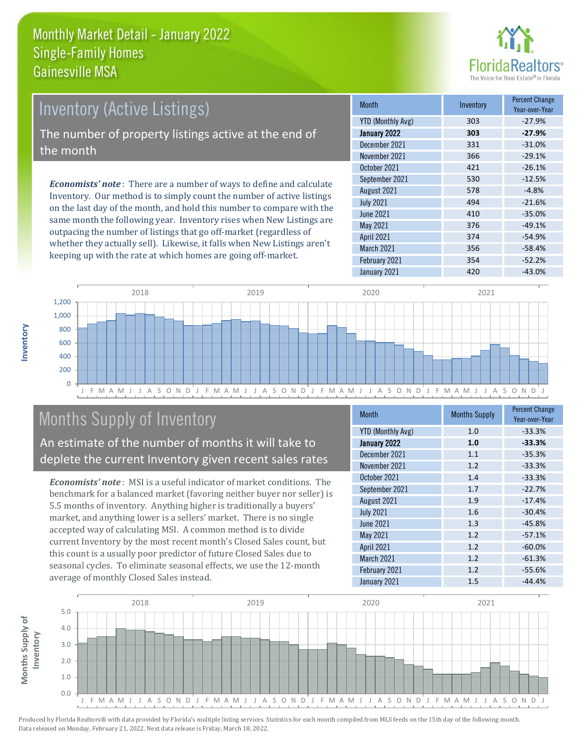# Monthly Market Detail - January 2022
## Single-Family Homes
## Gainesville MSA

## Inventory (Active Listings)

The number of property listings active at the end of the month

*Economists' note*: There are a number of ways to define and calculate Inventory. Our method is to simply count the number of active listings on the last day of the month, and hold this number to compare with the same month the following year. Inventory rises when New Listings are outpacing the number of listings that go off-market (regardless of whether they actually sell). Likewise, it falls when New Listings aren't keeping up with the rate at which homes are going off-market.

| Month | Inventory | Percent Change Year-over-Year |
|---|---|---|
| YTD (Monthly Avg) | 303 | -27.9% |
| **January 2022** | **303** | **-27.9%** |
| December 2021 | 331 | -31.0% |
| November 2021 | 366 | -29.1% |
| October 2021 | 421 | -26.1% |
| September 2021 | 530 | -12.5% |
| August 2021 | 578 | -4.8% |
| July 2021 | 494 | -21.6% |
| June 2021 | 410 | -35.0% |
| May 2021 | 376 | -49.1% |
| April 2021 | 374 | -54.9% |
| March 2021 | 356 | -58.4% |
| February 2021 | 354 | -52.2% |
| January 2021 | 420 | -43.0% |

## Months Supply of Inventory

An estimate of the number of months it will take to deplete the current Inventory given recent sales rates

*Economists' note*: MSI is a useful indicator of market conditions. The benchmark for a balanced market (favoring neither buyer nor seller) is 5.5 months of inventory. Anything higher is traditionally a buyers' market, and anything lower is a sellers' market. There is no single accepted way of calculating MSI. A common method is to divide current Inventory by the most recent month's Closed Sales count, but this count is a usually poor predictor of future Closed Sales due to seasonal cycles. To eliminate seasonal effects, we use the 12-month average of monthly Closed Sales instead.

| Month | Months Supply | Percent Change Year-over-Year |
|---|---|---|
| YTD (Monthly Avg) | 1.0 | -33.3% |
| **January 2022** | **1.0** | **-33.3%** |
| December 2021 | 1.1 | -35.3% |
| November 2021 | 1.2 | -33.3% |
| October 2021 | 1.4 | -33.3% |
| September 2021 | 1.7 | -22.7% |
| August 2021 | 1.9 | -17.4% |
| July 2021 | 1.6 | -30.4% |
| June 2021 | 1.3 | -45.8% |
| May 2021 | 1.2 | -57.1% |
| April 2021 | 1.2 | -60.0% |
| March 2021 | 1.2 | -61.3% |
| February 2021 | 1.2 | -55.6% |
| January 2021 | 1.5 | -44.4% |

Produced by Florida Realtors® with data provided by Florida's multiple listing services. Statistics for each month compiled from MLS feeds on the 15th day of the following month. Data released on Monday, February 21, 2022. Next data release is Friday, March 18, 2022.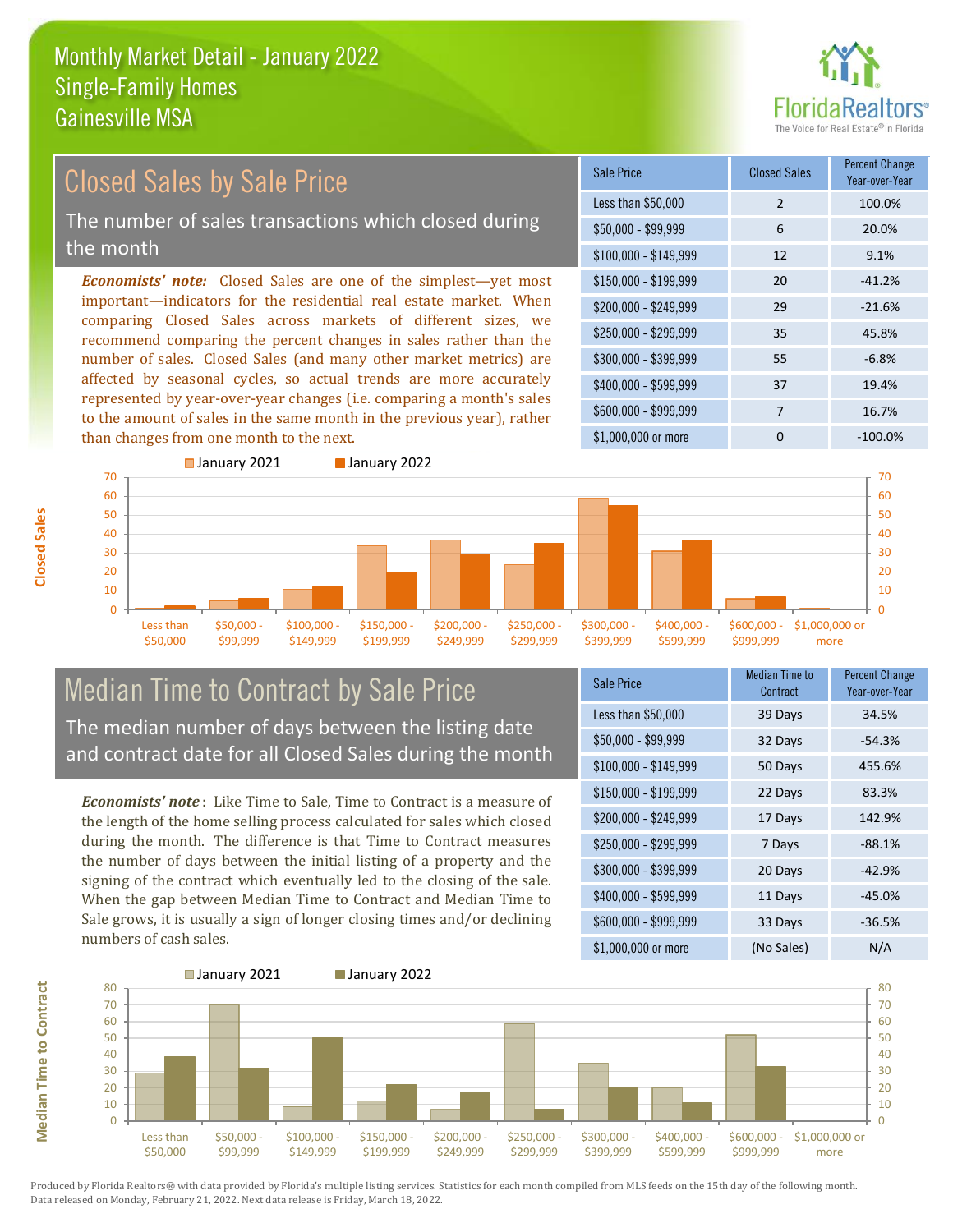# Monthly Market Detail - January 2022
## Single-Family Homes
## Gainesville MSA

FloridaRealtors® The Voice for Real Estate® in Florida

## Closed Sales by Sale Price

The number of sales transactions which closed during the month

***Economists' note:*** Closed Sales are one of the simplest—yet most important—indicators for the residential real estate market. When comparing Closed Sales across markets of different sizes, we recommend comparing the percent changes in sales rather than the number of sales. Closed Sales (and many other market metrics) are affected by seasonal cycles, so actual trends are more accurately represented by year-over-year changes (i.e. comparing a month's sales to the amount of sales in the same month in the previous year), rather than changes from one month to the next.

| Sale Price | Closed Sales | Percent Change Year-over-Year |
|---|---|---|
| Less than $50,000 | 2 | 100.0% |
| $50,000 - $99,999 | 6 | 20.0% |
| $100,000 - $149,999 | 12 | 9.1% |
| $150,000 - $199,999 | 20 | -41.2% |
| $200,000 - $249,999 | 29 | -21.6% |
| $250,000 - $299,999 | 35 | 45.8% |
| $300,000 - $399,999 | 55 | -6.8% |
| $400,000 - $599,999 | 37 | 19.4% |
| $600,000 - $999,999 | 7 | 16.7% |
| $1,000,000 or more | 0 | -100.0% |

## Median Time to Contract by Sale Price

The median number of days between the listing date and contract date for all Closed Sales during the month

***Economists' note*** : Like Time to Sale, Time to Contract is a measure of the length of the home selling process calculated for sales which closed during the month. The difference is that Time to Contract measures the number of days between the initial listing of a property and the signing of the contract which eventually led to the closing of the sale. When the gap between Median Time to Contract and Median Time to Sale grows, it is usually a sign of longer closing times and/or declining numbers of cash sales.

| Sale Price | Median Time to Contract | Percent Change Year-over-Year |
|---|---|---|
| Less than $50,000 | 39 Days | 34.5% |
| $50,000 - $99,999 | 32 Days | -54.3% |
| $100,000 - $149,999 | 50 Days | 455.6% |
| $150,000 - $199,999 | 22 Days | 83.3% |
| $200,000 - $249,999 | 17 Days | 142.9% |
| $250,000 - $299,999 | 7 Days | -88.1% |
| $300,000 - $399,999 | 20 Days | -42.9% |
| $400,000 - $599,999 | 11 Days | -45.0% |
| $600,000 - $999,999 | 33 Days | -36.5% |
| $1,000,000 or more | (No Sales) | N/A |

Produced by Florida Realtors® with data provided by Florida's multiple listing services. Statistics for each month compiled from MLS feeds on the 15th day of the following month. Data released on Monday, February 21, 2022. Next data release is Friday, March 18, 2022.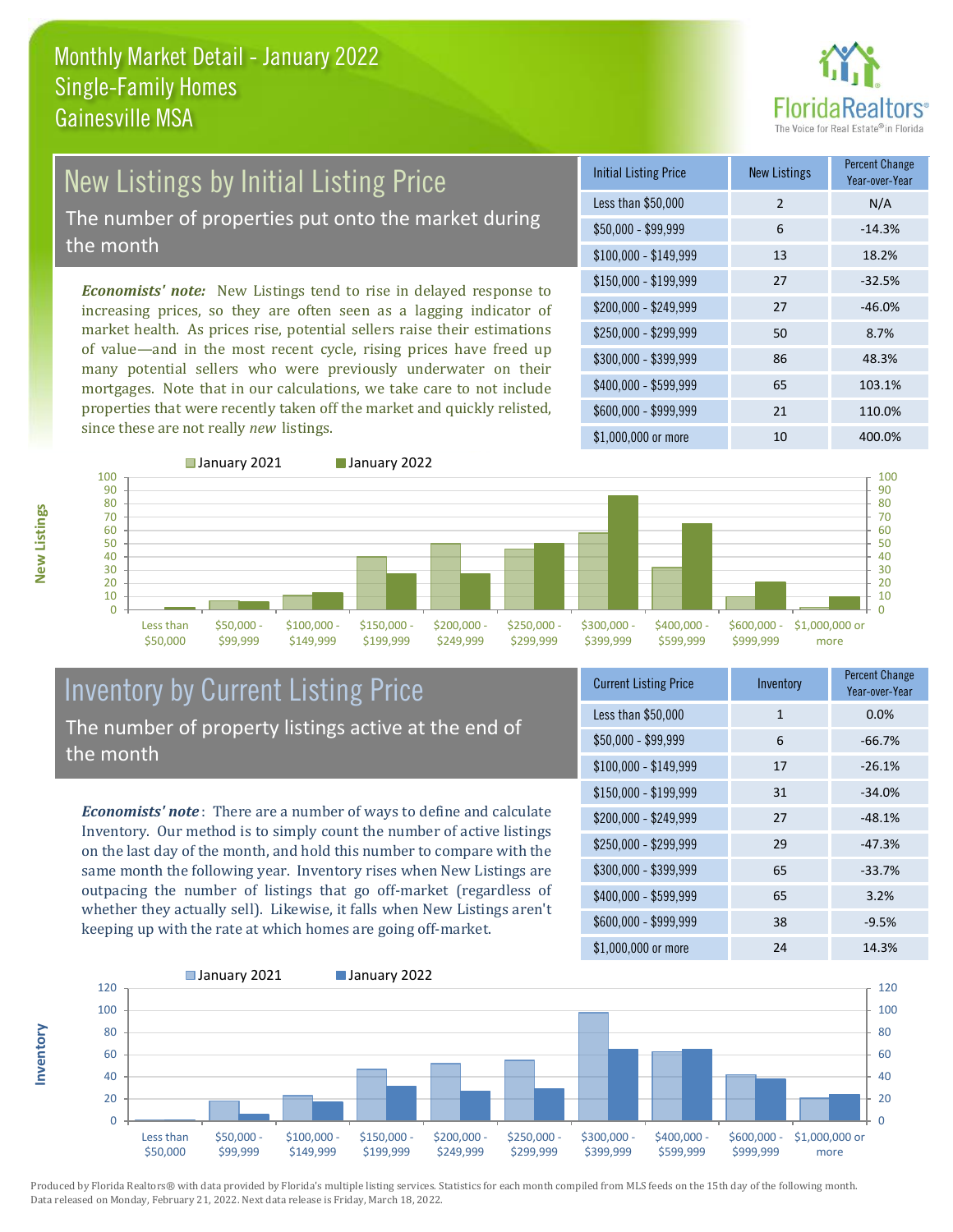# Monthly Market Detail - January 2022
## Single-Family Homes
## Gainesville MSA

## New Listings by Initial Listing Price

The number of properties put onto the market during the month

*Economists' note:* New Listings tend to rise in delayed response to increasing prices, so they are often seen as a lagging indicator of market health. As prices rise, potential sellers raise their estimations of value—and in the most recent cycle, rising prices have freed up many potential sellers who were previously underwater on their mortgages. Note that in our calculations, we take care to not include properties that were recently taken off the market and quickly relisted, since these are not really *new* listings.

| Initial Listing Price | New Listings | Percent Change Year-over-Year |
|---|---|---|
| Less than $50,000 | 2 | N/A |
| $50,000 - $99,999 | 6 | -14.3% |
| $100,000 - $149,999 | 13 | 18.2% |
| $150,000 - $199,999 | 27 | -32.5% |
| $200,000 - $249,999 | 27 | -46.0% |
| $250,000 - $299,999 | 50 | 8.7% |
| $300,000 - $399,999 | 86 | 48.3% |
| $400,000 - $599,999 | 65 | 103.1% |
| $600,000 - $999,999 | 21 | 110.0% |
| $1,000,000 or more | 10 | 400.0% |

## Inventory by Current Listing Price

The number of property listings active at the end of the month

*Economists' note*: There are a number of ways to define and calculate Inventory. Our method is to simply count the number of active listings on the last day of the month, and hold this number to compare with the same month the following year. Inventory rises when New Listings are outpacing the number of listings that go off-market (regardless of whether they actually sell). Likewise, it falls when New Listings aren't keeping up with the rate at which homes are going off-market.

| Current Listing Price | Inventory | Percent Change Year-over-Year |
|---|---|---|
| Less than $50,000 | 1 | 0.0% |
| $50,000 - $99,999 | 6 | -66.7% |
| $100,000 - $149,999 | 17 | -26.1% |
| $150,000 - $199,999 | 31 | -34.0% |
| $200,000 - $249,999 | 27 | -48.1% |
| $250,000 - $299,999 | 29 | -47.3% |
| $300,000 - $399,999 | 65 | -33.7% |
| $400,000 - $599,999 | 65 | 3.2% |
| $600,000 - $999,999 | 38 | -9.5% |
| $1,000,000 or more | 24 | 14.3% |

Produced by Florida Realtors® with data provided by Florida's multiple listing services. Statistics for each month compiled from MLS feeds on the 15th day of the following month. Data released on Monday, February 21, 2022. Next data release is Friday, March 18, 2022.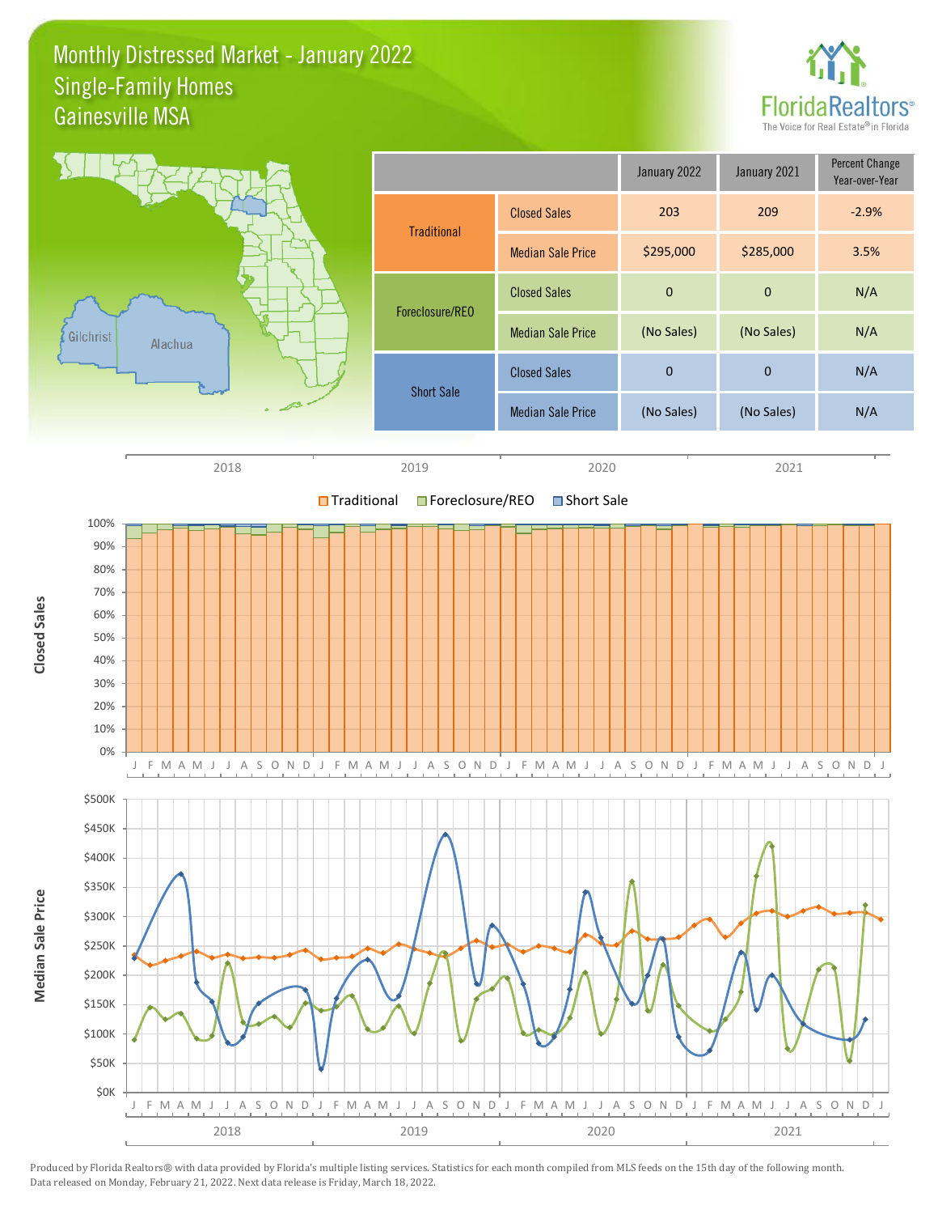# Monthly Distressed Market - January 2022
## Single-Family Homes
## Gainesville MSA

FloridaRealtors®
The Voice for Real Estate® in Florida

Gilchrist
Alachua

| | | January 2022 | January 2021 | Percent Change Year-over-Year |
|---|---|---|---|---|
| Traditional | Closed Sales | 203 | 209 | -2.9% |
| | Median Sale Price | $295,000 | $285,000 | 3.5% |
| Foreclosure/REO | Closed Sales | 0 | 0 | N/A |
| | Median Sale Price | (No Sales) | (No Sales) | N/A |
| Short Sale | Closed Sales | 0 | 0 | N/A |
| | Median Sale Price | (No Sales) | (No Sales) | N/A |

2018 2019 2020 2021

Traditional  Foreclosure/REO  Short Sale

Closed Sales

100% 90% 80% 70% 60% 50% 40% 30% 20% 10% 0%

J F M A M J J A S O N D J F M A M J J A S O N D J F M A M J J A S O N D J F M A M J J A S O N D J

Median Sale Price

$500K $450K $400K $350K $300K $250K $200K $150K $100K $50K $0K

J F M A M J J A S O N D J F M A M J J A S O N D J F M A M J J A S O N D J F M A M J J A S O N D J

2018 2019 2020 2021

Produced by Florida Realtors® with data provided by Florida's multiple listing services. Statistics for each month compiled from MLS feeds on the 15th day of the following month.
Data released on Monday, February 21, 2022. Next data release is Friday, March 18, 2022.